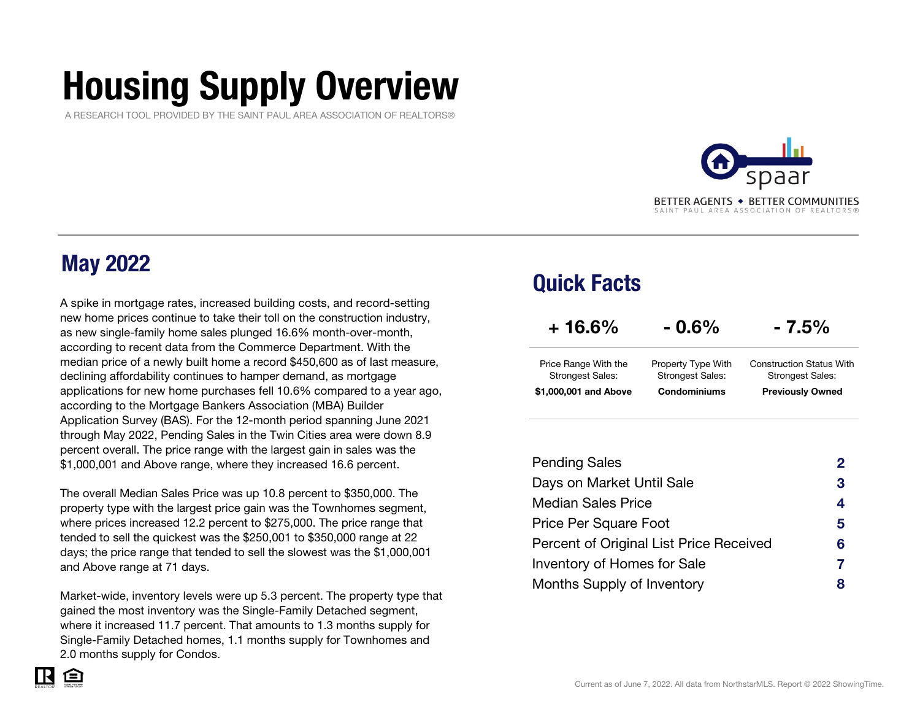# Housing Supply Overview

A RESEARCH TOOL PROVIDED BY THE SAINT PAUL AREA ASSOCIATION OF REALTORS®

BETTER AGENTS ◆ BETTER COMMUNITIES
SAINT PAUL AREA ASSOCIATION OF REALTORS®

## May 2022

A spike in mortgage rates, increased building costs, and record-setting new home prices continue to take their toll on the construction industry, as new single-family home sales plunged 16.6% month-over-month, according to recent data from the Commerce Department. With the median price of a newly built home a record $450,600 as of last measure, declining affordability continues to hamper demand, as mortgage applications for new home purchases fell 10.6% compared to a year ago, according to the Mortgage Bankers Association (MBA) Builder Application Survey (BAS). For the 12-month period spanning June 2021 through May 2022, Pending Sales in the Twin Cities area were down 8.9 percent overall. The price range with the largest gain in sales was the $1,000,001 and Above range, where they increased 16.6 percent.

The overall Median Sales Price was up 10.8 percent to $350,000. The property type with the largest price gain was the Townhomes segment, where prices increased 12.2 percent to $275,000. The price range that tended to sell the quickest was the $250,001 to $350,000 range at 22 days; the price range that tended to sell the slowest was the $1,000,001 and Above range at 71 days.

Market-wide, inventory levels were up 5.3 percent. The property type that gained the most inventory was the Single-Family Detached segment, where it increased 11.7 percent. That amounts to 1.3 months supply for Single-Family Detached homes, 1.1 months supply for Townhomes and 2.0 months supply for Condos.

## Quick Facts

| + 16.6% | - 0.6% | - 7.5% |
|---|---|---|
| Price Range With the Strongest Sales: **$1,000,001 and Above** | Property Type With Strongest Sales: **Condominiums** | Construction Status With Strongest Sales: **Previously Owned** |

| | |
|---|---|
| Pending Sales | 2 |
| Days on Market Until Sale | 3 |
| Median Sales Price | 4 |
| Price Per Square Foot | 5 |
| Percent of Original List Price Received | 6 |
| Inventory of Homes for Sale | 7 |
| Months Supply of Inventory | 8 |

Current as of June 7, 2022. All data from NorthstarMLS. Report © 2022 ShowingTime.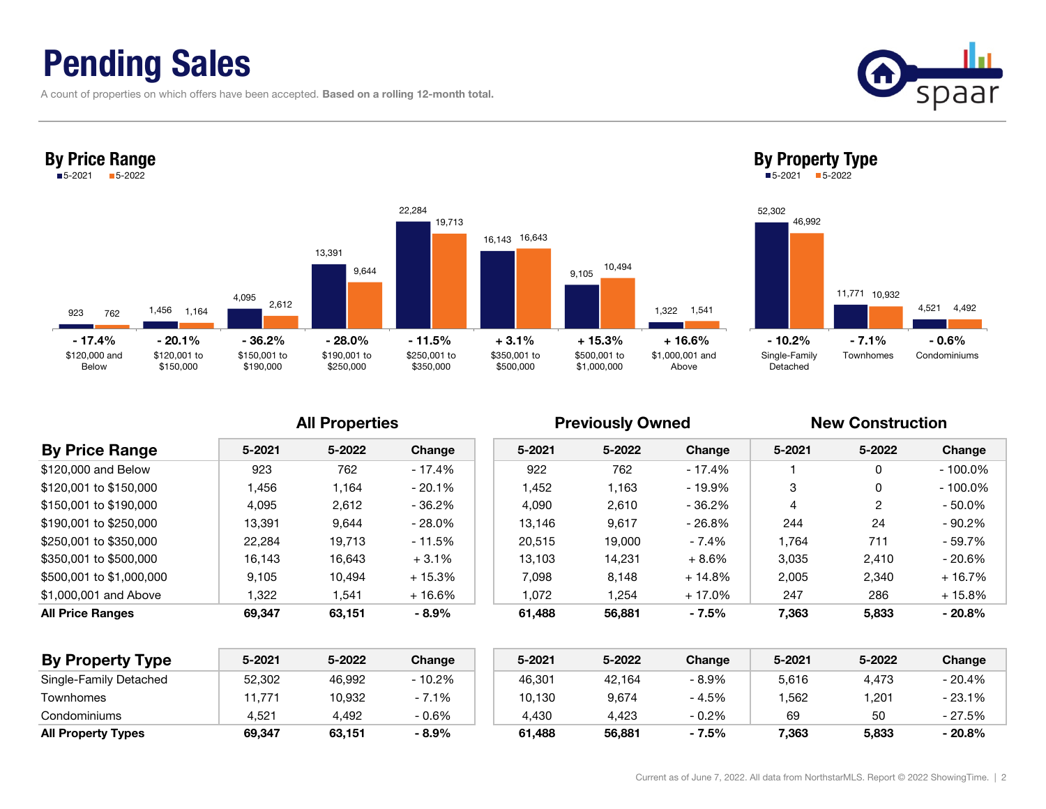# Pending Sales

A count of properties on which offers have been accepted. **Based on a rolling 12-month total.**

## By Price Range

| | 5-2021 | 5-2022 | Change |
|---|---|---|---|
| $120,000 and Below | 923 | 762 | - 17.4% |
| $120,001 to $150,000 | 1,456 | 1,164 | - 20.1% |
| $150,001 to $190,000 | 4,095 | 2,612 | - 36.2% |
| $190,001 to $250,000 | 13,391 | 9,644 | - 28.0% |
| $250,001 to $350,000 | 22,284 | 19,713 | - 11.5% |
| $350,001 to $500,000 | 16,143 | 16,643 | + 3.1% |
| $500,001 to $1,000,000 | 9,105 | 10,494 | + 15.3% |
| $1,000,001 and Above | 1,322 | 1,541 | + 16.6% |

## By Property Type

| | 5-2021 | 5-2022 | Change |
|---|---|---|---|
| Single-Family Detached | 52,302 | 46,992 | - 10.2% |
| Townhomes | 11,771 | 10,932 | - 7.1% |
| Condominiums | 4,521 | 4,492 | - 0.6% |

| | All Properties | | | Previously Owned | | | New Construction | | |
|---|---|---|---|---|---|---|---|---|---|
| **By Price Range** | 5-2021 | 5-2022 | Change | 5-2021 | 5-2022 | Change | 5-2021 | 5-2022 | Change |
| $120,000 and Below | 923 | 762 | - 17.4% | 922 | 762 | - 17.4% | 1 | 0 | - 100.0% |
| $120,001 to $150,000 | 1,456 | 1,164 | - 20.1% | 1,452 | 1,163 | - 19.9% | 3 | 0 | - 100.0% |
| $150,001 to $190,000 | 4,095 | 2,612 | - 36.2% | 4,090 | 2,610 | - 36.2% | 4 | 2 | - 50.0% |
| $190,001 to $250,000 | 13,391 | 9,644 | - 28.0% | 13,146 | 9,617 | - 26.8% | 244 | 24 | - 90.2% |
| $250,001 to $350,000 | 22,284 | 19,713 | - 11.5% | 20,515 | 19,000 | - 7.4% | 1,764 | 711 | - 59.7% |
| $350,001 to $500,000 | 16,143 | 16,643 | + 3.1% | 13,103 | 14,231 | + 8.6% | 3,035 | 2,410 | - 20.6% |
| $500,001 to $1,000,000 | 9,105 | 10,494 | + 15.3% | 7,098 | 8,148 | + 14.8% | 2,005 | 2,340 | + 16.7% |
| $1,000,001 and Above | 1,322 | 1,541 | + 16.6% | 1,072 | 1,254 | + 17.0% | 247 | 286 | + 15.8% |
| **All Price Ranges** | **69,347** | **63,151** | **- 8.9%** | **61,488** | **56,881** | **- 7.5%** | **7,363** | **5,833** | **- 20.8%** |

| | All Properties | | | Previously Owned | | | New Construction | | |
|---|---|---|---|---|---|---|---|---|---|
| **By Property Type** | 5-2021 | 5-2022 | Change | 5-2021 | 5-2022 | Change | 5-2021 | 5-2022 | Change |
| Single-Family Detached | 52,302 | 46,992 | - 10.2% | 46,301 | 42,164 | - 8.9% | 5,616 | 4,473 | - 20.4% |
| Townhomes | 11,771 | 10,932 | - 7.1% | 10,130 | 9,674 | - 4.5% | 1,562 | 1,201 | - 23.1% |
| Condominiums | 4,521 | 4,492 | - 0.6% | 4,430 | 4,423 | - 0.2% | 69 | 50 | - 27.5% |
| **All Property Types** | **69,347** | **63,151** | **- 8.9%** | **61,488** | **56,881** | **- 7.5%** | **7,363** | **5,833** | **- 20.8%** |

Current as of June 7, 2022. All data from NorthstarMLS. Report © 2022 ShowingTime.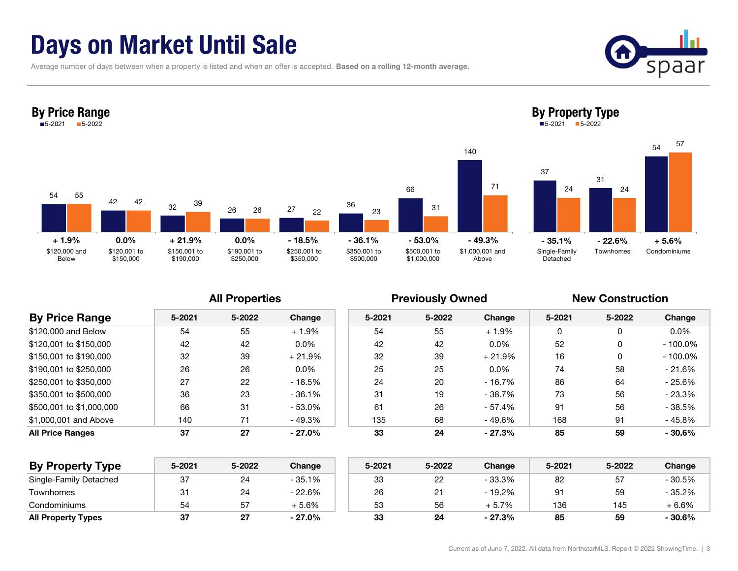# Days on Market Until Sale

Average number of days between when a property is listed and when an offer is accepted. **Based on a rolling 12-month average.**

## By Price Range

■ 5-2021 ■ 5-2022

| | 5-2021 | 5-2022 | Change |
|---|---|---|---|
| $120,000 and Below | 54 | 55 | + 1.9% |
| $120,001 to $150,000 | 42 | 42 | 0.0% |
| $150,001 to $190,000 | 32 | 39 | + 21.9% |
| $190,001 to $250,000 | 26 | 26 | 0.0% |
| $250,001 to $350,000 | 27 | 22 | - 18.5% |
| $350,001 to $500,000 | 36 | 23 | - 36.1% |
| $500,001 to $1,000,000 | 66 | 31 | - 53.0% |
| $1,000,001 and Above | 140 | 71 | - 49.3% |

## By Property Type

■ 5-2021 ■ 5-2022

| | 5-2021 | 5-2022 | Change |
|---|---|---|---|
| Single-Family Detached | 37 | 24 | - 35.1% |
| Townhomes | 31 | 24 | - 22.6% |
| Condominiums | 54 | 57 | + 5.6% |

| | All Properties | | | Previously Owned | | | New Construction | | |
|---|---|---|---|---|---|---|---|---|---|
| **By Price Range** | 5-2021 | 5-2022 | Change | 5-2021 | 5-2022 | Change | 5-2021 | 5-2022 | Change |
| $120,000 and Below | 54 | 55 | + 1.9% | 54 | 55 | + 1.9% | 0 | 0 | 0.0% |
| $120,001 to $150,000 | 42 | 42 | 0.0% | 42 | 42 | 0.0% | 52 | 0 | - 100.0% |
| $150,001 to $190,000 | 32 | 39 | + 21.9% | 32 | 39 | + 21.9% | 16 | 0 | - 100.0% |
| $190,001 to $250,000 | 26 | 26 | 0.0% | 25 | 25 | 0.0% | 74 | 58 | - 21.6% |
| $250,001 to $350,000 | 27 | 22 | - 18.5% | 24 | 20 | - 16.7% | 86 | 64 | - 25.6% |
| $350,001 to $500,000 | 36 | 23 | - 36.1% | 31 | 19 | - 38.7% | 73 | 56 | - 23.3% |
| $500,001 to $1,000,000 | 66 | 31 | - 53.0% | 61 | 26 | - 57.4% | 91 | 56 | - 38.5% |
| $1,000,001 and Above | 140 | 71 | - 49.3% | 135 | 68 | - 49.6% | 168 | 91 | - 45.8% |
| **All Price Ranges** | **37** | **27** | **- 27.0%** | **33** | **24** | **- 27.3%** | **85** | **59** | **- 30.6%** |

| **By Property Type** | 5-2021 | 5-2022 | Change | 5-2021 | 5-2022 | Change | 5-2021 | 5-2022 | Change |
|---|---|---|---|---|---|---|---|---|---|
| Single-Family Detached | 37 | 24 | - 35.1% | 33 | 22 | - 33.3% | 82 | 57 | - 30.5% |
| Townhomes | 31 | 24 | - 22.6% | 26 | 21 | - 19.2% | 91 | 59 | - 35.2% |
| Condominiums | 54 | 57 | + 5.6% | 53 | 56 | + 5.7% | 136 | 145 | + 6.6% |
| **All Property Types** | **37** | **27** | **- 27.0%** | **33** | **24** | **- 27.3%** | **85** | **59** | **- 30.6%** |

Current as of June 7, 2022. All data from NorthstarMLS. Report © 2022 ShowingTime.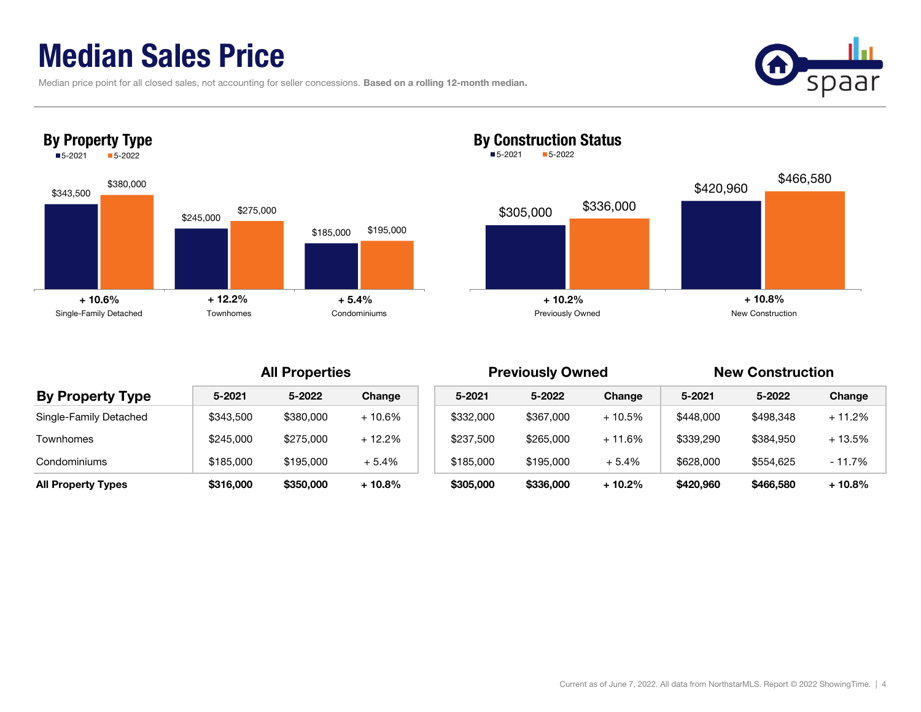# Median Sales Price

Median price point for all closed sales, not accounting for seller concessions. **Based on a rolling 12-month median.**

## By Property Type

■5-2021 ■5-2022

| | 5-2021 | 5-2022 | Change |
|---|---|---|---|
| Single-Family Detached | $343,500 | $380,000 | + 10.6% |
| Townhomes | $245,000 | $275,000 | + 12.2% |
| Condominiums | $185,000 | $195,000 | + 5.4% |

## By Construction Status

■5-2021 ■5-2022

| | 5-2021 | 5-2022 | Change |
|---|---|---|---|
| Previously Owned | $305,000 | $336,000 | + 10.2% |
| New Construction | $420,960 | $466,580 | + 10.8% |

| By Property Type | All Properties | | | Previously Owned | | | New Construction | | |
|---|---|---|---|---|---|---|---|---|---|
| | 5-2021 | 5-2022 | Change | 5-2021 | 5-2022 | Change | 5-2021 | 5-2022 | Change |
| Single-Family Detached | $343,500 | $380,000 | + 10.6% | $332,000 | $367,000 | + 10.5% | $448,000 | $498,348 | + 11.2% |
| Townhomes | $245,000 | $275,000 | + 12.2% | $237,500 | $265,000 | + 11.6% | $339,290 | $384,950 | + 13.5% |
| Condominiums | $185,000 | $195,000 | + 5.4% | $185,000 | $195,000 | + 5.4% | $628,000 | $554,625 | - 11.7% |
| **All Property Types** | **$316,000** | **$350,000** | **+ 10.8%** | **$305,000** | **$336,000** | **+ 10.2%** | **$420,960** | **$466,580** | **+ 10.8%** |

Current as of June 7, 2022. All data from NorthstarMLS. Report © 2022 ShowingTime.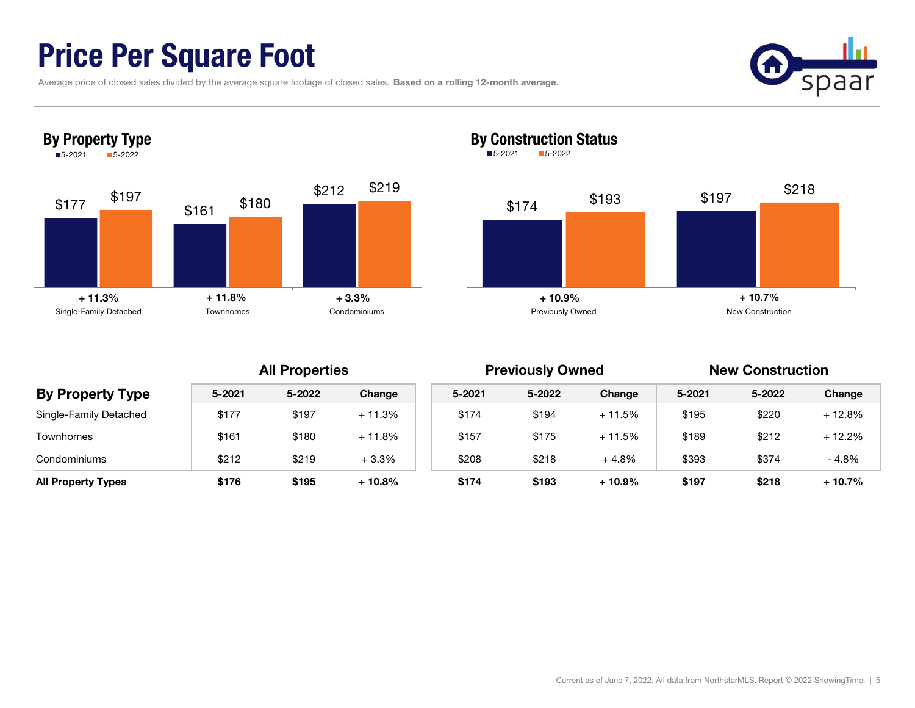# Price Per Square Foot

Average price of closed sales divided by the average square footage of closed sales. **Based on a rolling 12-month average.**

## By Property Type

| | 5-2021 | 5-2022 | Change |
|---|---|---|---|
| Single-Family Detached | $177 | $197 | + 11.3% |
| Townhomes | $161 | $180 | + 11.8% |
| Condominiums | $212 | $219 | + 3.3% |

## By Construction Status

| | 5-2021 | 5-2022 | Change |
|---|---|---|---|
| Previously Owned | $174 | $193 | + 10.9% |
| New Construction | $197 | $218 | + 10.7% |

| By Property Type | All Properties | | | Previously Owned | | | New Construction | | |
|---|---|---|---|---|---|---|---|---|---|
| | 5-2021 | 5-2022 | Change | 5-2021 | 5-2022 | Change | 5-2021 | 5-2022 | Change |
| Single-Family Detached | $177 | $197 | + 11.3% | $174 | $194 | + 11.5% | $195 | $220 | + 12.8% |
| Townhomes | $161 | $180 | + 11.8% | $157 | $175 | + 11.5% | $189 | $212 | + 12.2% |
| Condominiums | $212 | $219 | + 3.3% | $208 | $218 | + 4.8% | $393 | $374 | - 4.8% |
| **All Property Types** | **$176** | **$195** | **+ 10.8%** | **$174** | **$193** | **+ 10.9%** | **$197** | **$218** | **+ 10.7%** |

Current as of June 7, 2022. All data from NorthstarMLS. Report © 2022 ShowingTime.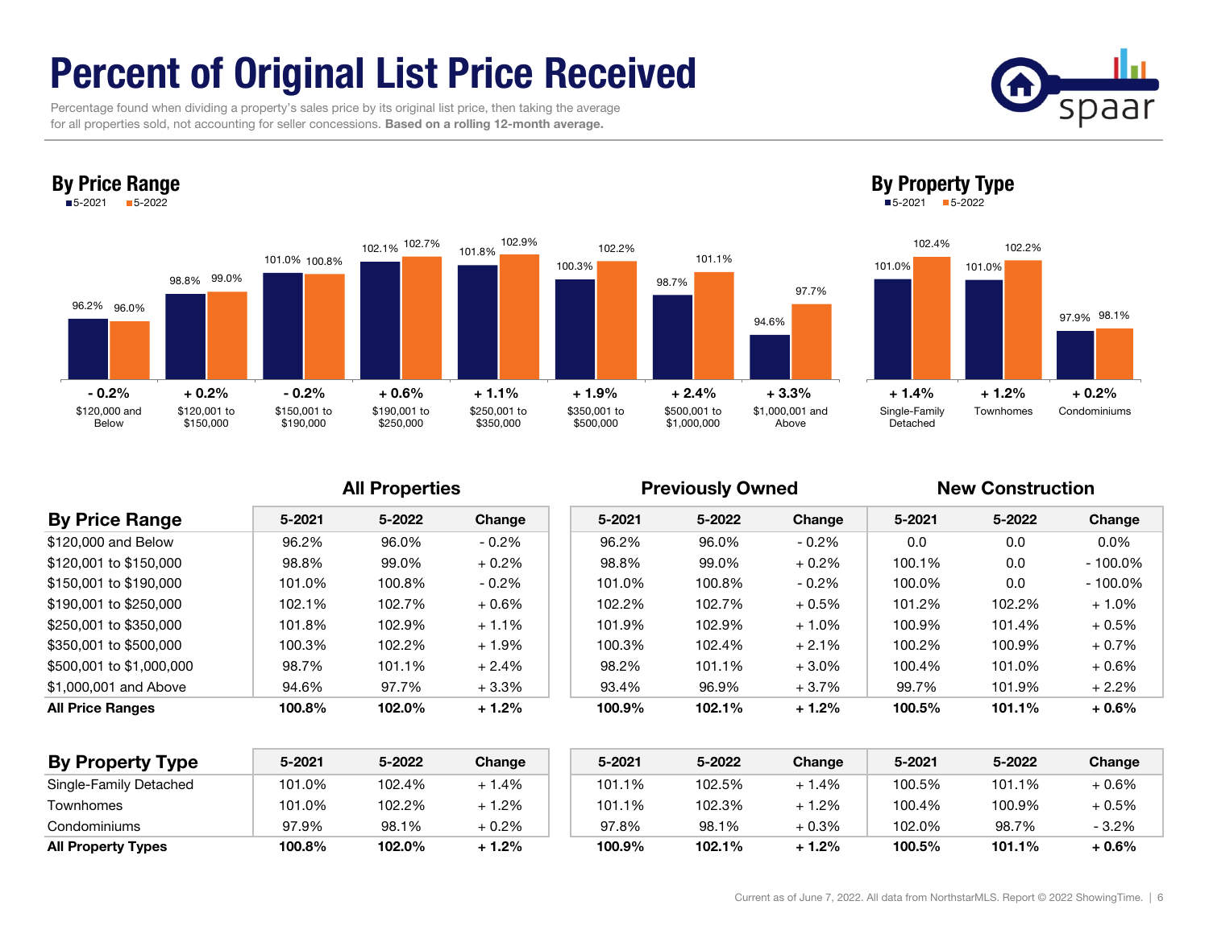# Percent of Original List Price Received

Percentage found when dividing a property's sales price by its original list price, then taking the average for all properties sold, not accounting for seller concessions. **Based on a rolling 12-month average.**

## By Price Range

| Price Range | 5-2021 | 5-2022 | Change |
|---|---|---|---|
| $120,000 and Below | 96.2% | 96.0% | - 0.2% |
| $120,001 to $150,000 | 98.8% | 99.0% | + 0.2% |
| $150,001 to $190,000 | 101.0% | 100.8% | - 0.2% |
| $190,001 to $250,000 | 102.1% | 102.7% | + 0.6% |
| $250,001 to $350,000 | 101.8% | 102.9% | + 1.1% |
| $350,001 to $500,000 | 100.3% | 102.2% | + 1.9% |
| $500,001 to $1,000,000 | 98.7% | 101.1% | + 2.4% |
| $1,000,001 and Above | 94.6% | 97.7% | + 3.3% |

## By Property Type

| Property Type | 5-2021 | 5-2022 | Change |
|---|---|---|---|
| Single-Family Detached | 101.0% | 102.4% | + 1.4% |
| Townhomes | 101.0% | 102.2% | + 1.2% |
| Condominiums | 97.9% | 98.1% | + 0.2% |

| | All Properties | | | Previously Owned | | | New Construction | | |
|---|---|---|---|---|---|---|---|---|---|
| **By Price Range** | **5-2021** | **5-2022** | **Change** | **5-2021** | **5-2022** | **Change** | **5-2021** | **5-2022** | **Change** |
| $120,000 and Below | 96.2% | 96.0% | - 0.2% | 96.2% | 96.0% | - 0.2% | 0.0 | 0.0 | 0.0% |
| $120,001 to $150,000 | 98.8% | 99.0% | + 0.2% | 98.8% | 99.0% | + 0.2% | 100.1% | 0.0 | - 100.0% |
| $150,001 to $190,000 | 101.0% | 100.8% | - 0.2% | 101.0% | 100.8% | - 0.2% | 100.0% | 0.0 | - 100.0% |
| $190,001 to $250,000 | 102.1% | 102.7% | + 0.6% | 102.2% | 102.7% | + 0.5% | 101.2% | 102.2% | + 1.0% |
| $250,001 to $350,000 | 101.8% | 102.9% | + 1.1% | 101.9% | 102.9% | + 1.0% | 100.9% | 101.4% | + 0.5% |
| $350,001 to $500,000 | 100.3% | 102.2% | + 1.9% | 100.3% | 102.4% | + 2.1% | 100.2% | 100.9% | + 0.7% |
| $500,001 to $1,000,000 | 98.7% | 101.1% | + 2.4% | 98.2% | 101.1% | + 3.0% | 100.4% | 101.0% | + 0.6% |
| $1,000,001 and Above | 94.6% | 97.7% | + 3.3% | 93.4% | 96.9% | + 3.7% | 99.7% | 101.9% | + 2.2% |
| **All Price Ranges** | **100.8%** | **102.0%** | **+ 1.2%** | **100.9%** | **102.1%** | **+ 1.2%** | **100.5%** | **101.1%** | **+ 0.6%** |

| **By Property Type** | **5-2021** | **5-2022** | **Change** | **5-2021** | **5-2022** | **Change** | **5-2021** | **5-2022** | **Change** |
|---|---|---|---|---|---|---|---|---|---|
| Single-Family Detached | 101.0% | 102.4% | + 1.4% | 101.1% | 102.5% | + 1.4% | 100.5% | 101.1% | + 0.6% |
| Townhomes | 101.0% | 102.2% | + 1.2% | 101.1% | 102.3% | + 1.2% | 100.4% | 100.9% | + 0.5% |
| Condominiums | 97.9% | 98.1% | + 0.2% | 97.8% | 98.1% | + 0.3% | 102.0% | 98.7% | - 3.2% |
| **All Property Types** | **100.8%** | **102.0%** | **+ 1.2%** | **100.9%** | **102.1%** | **+ 1.2%** | **100.5%** | **101.1%** | **+ 0.6%** |

Current as of June 7, 2022. All data from NorthstarMLS. Report © 2022 ShowingTime.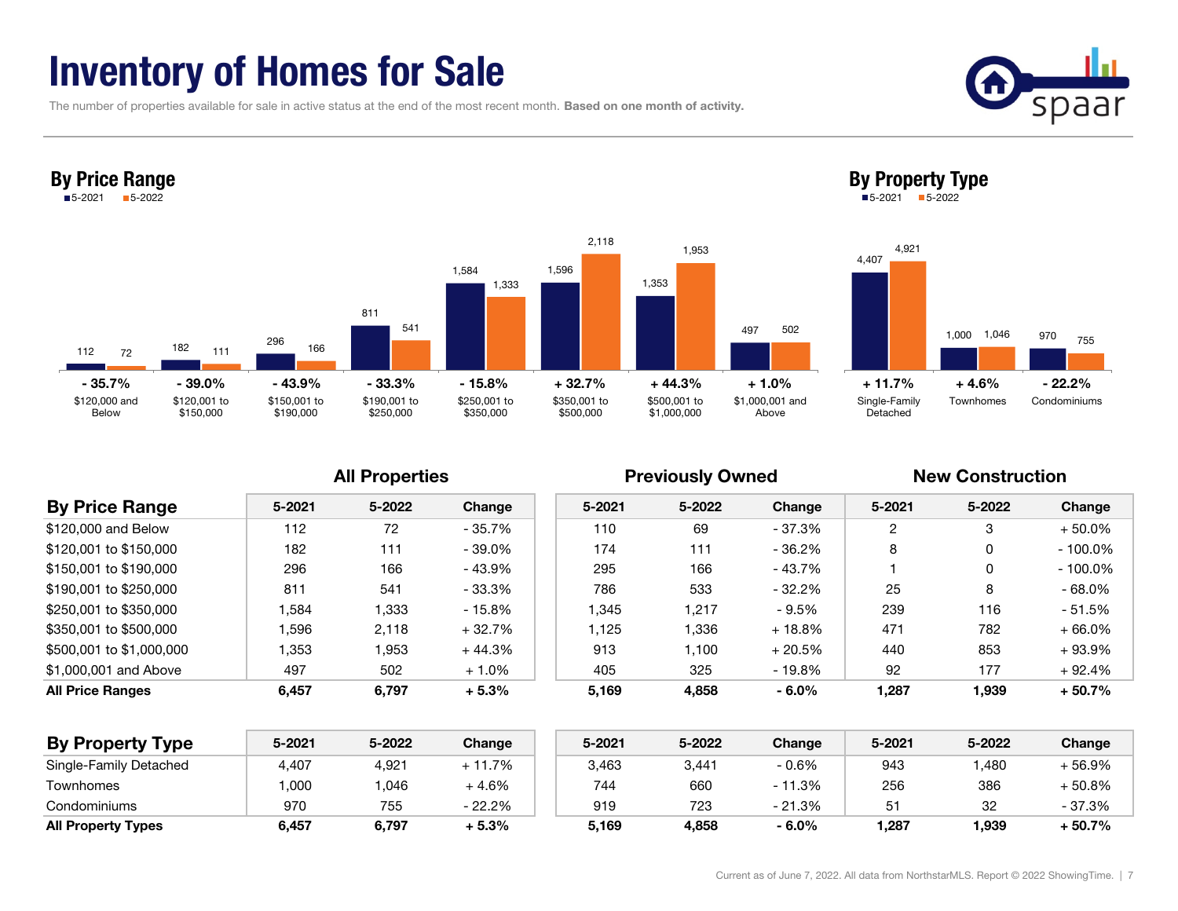# Inventory of Homes for Sale

The number of properties available for sale in active status at the end of the most recent month. **Based on one month of activity.**

## By Price Range

| Price Range | 5-2021 | 5-2022 | Change |
|---|---|---|---|
| $120,000 and Below | 112 | 72 | - 35.7% |
| $120,001 to $150,000 | 182 | 111 | - 39.0% |
| $150,001 to $190,000 | 296 | 166 | - 43.9% |
| $190,001 to $250,000 | 811 | 541 | - 33.3% |
| $250,001 to $350,000 | 1,584 | 1,333 | - 15.8% |
| $350,001 to $500,000 | 1,596 | 2,118 | + 32.7% |
| $500,001 to $1,000,000 | 1,353 | 1,953 | + 44.3% |
| $1,000,001 and Above | 497 | 502 | + 1.0% |

## By Property Type

| Property Type | 5-2021 | 5-2022 | Change |
|---|---|---|---|
| Single-Family Detached | 4,407 | 4,921 | + 11.7% |
| Townhomes | 1,000 | 1,046 | + 4.6% |
| Condominiums | 970 | 755 | - 22.2% |

| | All Properties | | | Previously Owned | | | New Construction | | |
|---|---|---|---|---|---|---|---|---|---|
| **By Price Range** | **5-2021** | **5-2022** | **Change** | **5-2021** | **5-2022** | **Change** | **5-2021** | **5-2022** | **Change** |
| $120,000 and Below | 112 | 72 | - 35.7% | 110 | 69 | - 37.3% | 2 | 3 | + 50.0% |
| $120,001 to $150,000 | 182 | 111 | - 39.0% | 174 | 111 | - 36.2% | 8 | 0 | - 100.0% |
| $150,001 to $190,000 | 296 | 166 | - 43.9% | 295 | 166 | - 43.7% | 1 | 0 | - 100.0% |
| $190,001 to $250,000 | 811 | 541 | - 33.3% | 786 | 533 | - 32.2% | 25 | 8 | - 68.0% |
| $250,001 to $350,000 | 1,584 | 1,333 | - 15.8% | 1,345 | 1,217 | - 9.5% | 239 | 116 | - 51.5% |
| $350,001 to $500,000 | 1,596 | 2,118 | + 32.7% | 1,125 | 1,336 | + 18.8% | 471 | 782 | + 66.0% |
| $500,001 to $1,000,000 | 1,353 | 1,953 | + 44.3% | 913 | 1,100 | + 20.5% | 440 | 853 | + 93.9% |
| $1,000,001 and Above | 497 | 502 | + 1.0% | 405 | 325 | - 19.8% | 92 | 177 | + 92.4% |
| **All Price Ranges** | **6,457** | **6,797** | **+ 5.3%** | **5,169** | **4,858** | **- 6.0%** | **1,287** | **1,939** | **+ 50.7%** |

| **By Property Type** | **5-2021** | **5-2022** | **Change** | **5-2021** | **5-2022** | **Change** | **5-2021** | **5-2022** | **Change** |
|---|---|---|---|---|---|---|---|---|---|
| Single-Family Detached | 4,407 | 4,921 | + 11.7% | 3,463 | 3,441 | - 0.6% | 943 | 1,480 | + 56.9% |
| Townhomes | 1,000 | 1,046 | + 4.6% | 744 | 660 | - 11.3% | 256 | 386 | + 50.8% |
| Condominiums | 970 | 755 | - 22.2% | 919 | 723 | - 21.3% | 51 | 32 | - 37.3% |
| **All Property Types** | **6,457** | **6,797** | **+ 5.3%** | **5,169** | **4,858** | **- 6.0%** | **1,287** | **1,939** | **+ 50.7%** |

Current as of June 7, 2022. All data from NorthstarMLS. Report © 2022 ShowingTime.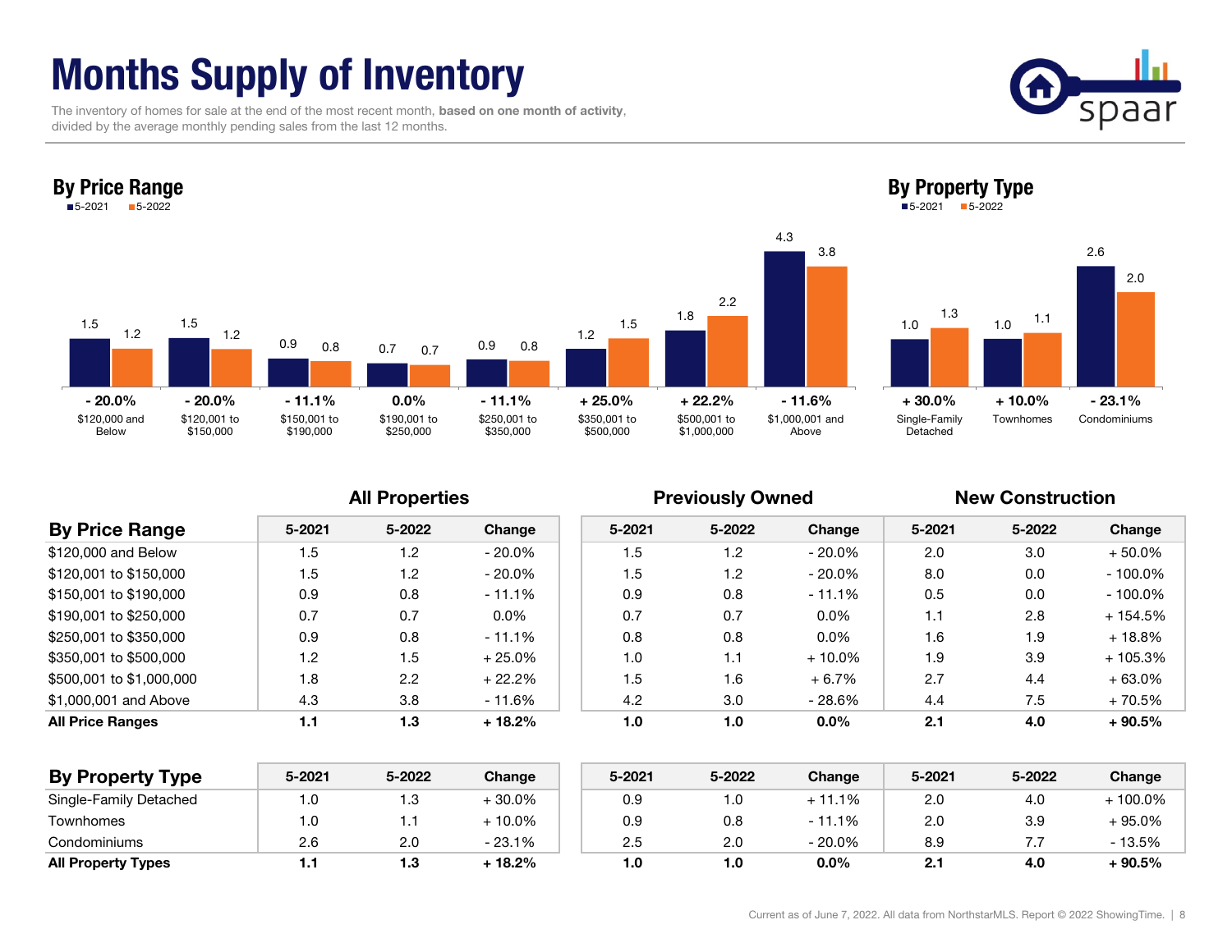# Months Supply of Inventory

The inventory of homes for sale at the end of the most recent month, **based on one month of activity**, divided by the average monthly pending sales from the last 12 months.

## By Price Range

5-2021 5-2022

1.5 1.2
**- 20.0%**
$120,000 and Below

1.5 1.2
**- 20.0%**
$120,001 to $150,000

0.9 0.8
**- 11.1%**
$150,001 to $190,000

0.7 0.7
**0.0%**
$190,001 to $250,000

0.9 0.8
**- 11.1%**
$250,001 to $350,000

1.2 1.5
**+ 25.0%**
$350,001 to $500,000

1.8 2.2
**+ 22.2%**
$500,001 to $1,000,000

4.3 3.8
**- 11.6%**
$1,000,001 and Above

## By Property Type

5-2021 5-2022

1.0 1.3
**+ 30.0%**
Single-Family Detached

1.0 1.1
**+ 10.0%**
Townhomes

2.6 2.0
**- 23.1%**
Condominiums

| | All Properties | | | Previously Owned | | | New Construction | | |
|---|---|---|---|---|---|---|---|---|---|
| **By Price Range** | 5-2021 | 5-2022 | Change | 5-2021 | 5-2022 | Change | 5-2021 | 5-2022 | Change |
| $120,000 and Below | 1.5 | 1.2 | - 20.0% | 1.5 | 1.2 | - 20.0% | 2.0 | 3.0 | + 50.0% |
| $120,001 to $150,000 | 1.5 | 1.2 | - 20.0% | 1.5 | 1.2 | - 20.0% | 8.0 | 0.0 | - 100.0% |
| $150,001 to $190,000 | 0.9 | 0.8 | - 11.1% | 0.9 | 0.8 | - 11.1% | 0.5 | 0.0 | - 100.0% |
| $190,001 to $250,000 | 0.7 | 0.7 | 0.0% | 0.7 | 0.7 | 0.0% | 1.1 | 2.8 | + 154.5% |
| $250,001 to $350,000 | 0.9 | 0.8 | - 11.1% | 0.8 | 0.8 | 0.0% | 1.6 | 1.9 | + 18.8% |
| $350,001 to $500,000 | 1.2 | 1.5 | + 25.0% | 1.0 | 1.1 | + 10.0% | 1.9 | 3.9 | + 105.3% |
| $500,001 to $1,000,000 | 1.8 | 2.2 | + 22.2% | 1.5 | 1.6 | + 6.7% | 2.7 | 4.4 | + 63.0% |
| $1,000,001 and Above | 4.3 | 3.8 | - 11.6% | 4.2 | 3.0 | - 28.6% | 4.4 | 7.5 | + 70.5% |
| **All Price Ranges** | **1.1** | **1.3** | **+ 18.2%** | **1.0** | **1.0** | **0.0%** | **2.1** | **4.0** | **+ 90.5%** |

| **By Property Type** | 5-2021 | 5-2022 | Change | 5-2021 | 5-2022 | Change | 5-2021 | 5-2022 | Change |
|---|---|---|---|---|---|---|---|---|---|
| Single-Family Detached | 1.0 | 1.3 | + 30.0% | 0.9 | 1.0 | + 11.1% | 2.0 | 4.0 | + 100.0% |
| Townhomes | 1.0 | 1.1 | + 10.0% | 0.9 | 0.8 | - 11.1% | 2.0 | 3.9 | + 95.0% |
| Condominiums | 2.6 | 2.0 | - 23.1% | 2.5 | 2.0 | - 20.0% | 8.9 | 7.7 | - 13.5% |
| **All Property Types** | **1.1** | **1.3** | **+ 18.2%** | **1.0** | **1.0** | **0.0%** | **2.1** | **4.0** | **+ 90.5%** |

Current as of June 7, 2022. All data from NorthstarMLS. Report © 2022 ShowingTime.